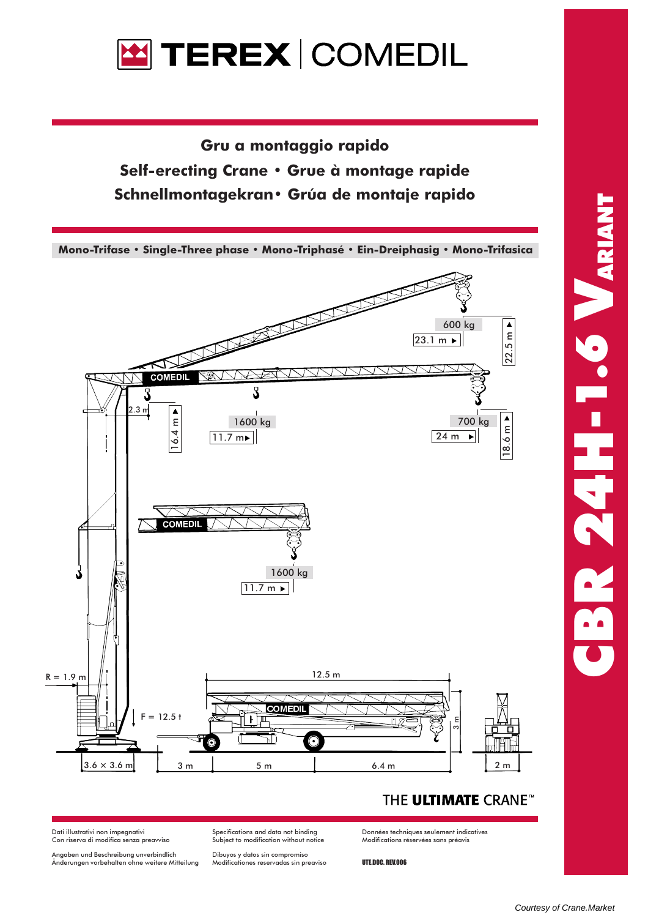# TEREX | COMEDIL

**Gru a montaggio rapido**

**Self-erecting Crane • Grue à montage rapide**

**Schnellmontagekran• Grúa de montaje rapido**

**Mono-Trifase • Single-Three phase • Mono-Triphasé • Ein-Dreiphasig • Mono-Trifasica**

600 kg
23.1 m
22.5 m
COMEDIL
2.3 m
16.4 m
1600 kg
11.7 m
700 kg
24 m
18.6 m
COMEDIL
1600 kg
11.7 m
R = 1.9 m
12.5 m
COMEDIL
F = 12.5 t
3 m
3.6 × 3.6 m
3 m
5 m
6.4 m
2 m

# CBR 24H-1.6 VARIANT

THE **ULTIMATE** CRANE™

Dati illustrativi non impegnativi
Con riserva di modifica senza preavviso

Specifications and data not binding
Subject to modification without notice

Données techniques seulement indicatives
Modifications réservées sans préavis

Angaben und Beschreibung unverbindlich
Änderungen vorbehalten ohne weitere Mitteilung

Dibuyos y datos sin compromiso
Modificationes reservadas sin preaviso

UTE.DOC. REV.006

Courtesy of Crane.Market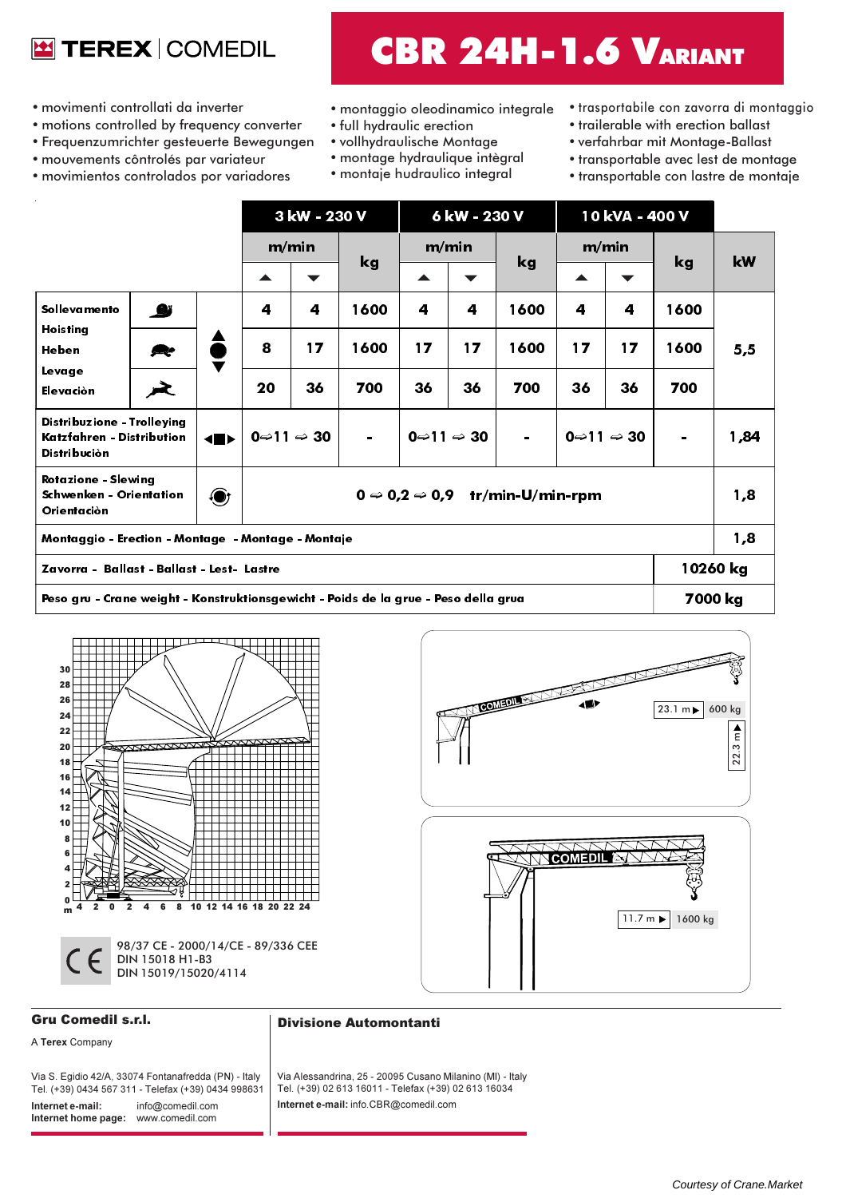TEREX | COMEDIL

# CBR 24H-1.6 VARIANT

- movimenti controllati da inverter
- motions controlled by frequency converter
- Frequenzumrichter gesteuerte Bewegungen
- mouvements côntrolés par variateur
- movimientos controlados por variadores

- montaggio oleodinamico integrale
- full hydraulic erection
- vollhydraulische Montage
- montage hydraulique intègral
- montaje hudraulico integral

- trasportabile con zavorra di montaggio
- trailerable with erection ballast
- verfahrbar mit Montage-Ballast
- transportable avec lest de montage
- transportable con lastre de montaje

| | | | 3 kW - 230 V | | | 6 kW - 230 V | | | 10 kVA - 400 V | | | |
|---|---|---|---|---|---|---|---|---|---|---|---|---|
| | | | m/min | | kg | m/min | | kg | m/min | | kg | kW |
| | | | ▲ | ▼ | | ▲ | ▼ | | ▲ | ▼ | | |
| Sollevamento Hoisting Heben Levage Elevaciòn | | ▲● ▼ | 4 | 4 | 1600 | 4 | 4 | 1600 | 4 | 4 | 1600 | 5,5 |
| | | | 8 | 17 | 1600 | 17 | 17 | 1600 | 17 | 17 | 1600 | |
| | | | 20 | 36 | 700 | 36 | 36 | 700 | 36 | 36 | 700 | |
| Distribuzione - Trolleying Katzfahren - Distribution Distribuciòn | | | 0⇨11 ⇨ 30 | | - | 0⇨11 ⇨ 30 | | - | 0⇨11 ⇨ 30 | | - | 1,84 |
| Rotazione - Slewing Schwenken - Orientation Orientaciòn | | | 0 ⇨ 0,2 ⇨ 0,9 tr/min-U/min-rpm | | | | | | | | | 1,8 |
| Montaggio - Erection - Montage - Montage - Montaje | | | | | | | | | | | | 1,8 |
| Zavorra - Ballast - Ballast - Lest- Lastre | | | | | | | | | | | | 10260 kg |
| Peso gru - Crane weight - Konstruktionsgewicht - Poids de la grue - Peso della grua | | | | | | | | | | | | 7000 kg |

30
28
26
24
22
20
18
16
14
12
10
8
6
4
2
0
m 4 2 0 2 4 6 8 10 12 14 16 18 20 22 24

COMEDIL
23.1 m ▶ 600 kg
22.3 m

COMEDIL
11.7 m ▶ 1600 kg

CE 98/37 CE - 2000/14/CE - 89/336 CEE
DIN 15018 H1-B3
DIN 15019/15020/4114

**Gru Comedil s.r.l.**

A **Terex** Company

Via S. Egidio 42/A, 33074 Fontanafredda (PN) - Italy
Tel. (+39) 0434 567 311 - Telefax (+39) 0434 998631
**Internet e-mail:** info@comedil.com
**Internet home page:** www.comedil.com

**Divisione Automontanti**

Via Alessandrina, 25 - 20095 Cusano Milanino (MI) - Italy
Tel. (+39) 02 613 16011 - Telefax (+39) 02 613 16034
**Internet e-mail:** info.CBR@comedil.com

*Courtesy of Crane.Market*